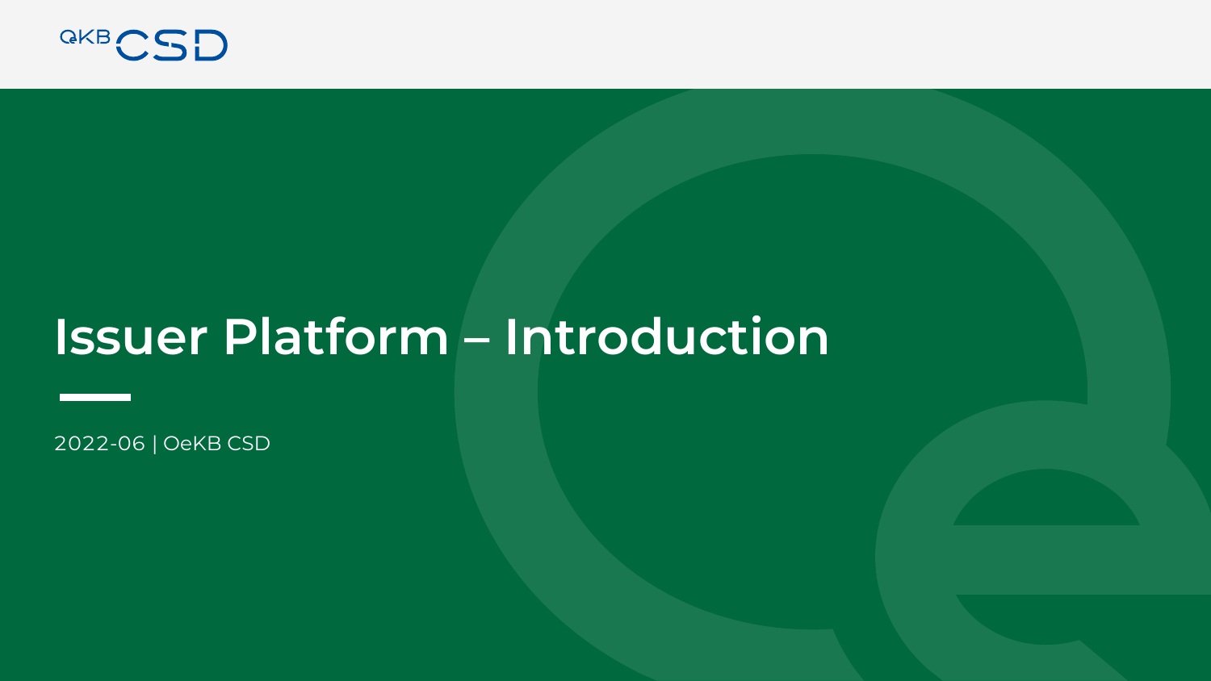OeKB CSD

# Issuer Platform – Introduction

2022-06 | OeKB CSD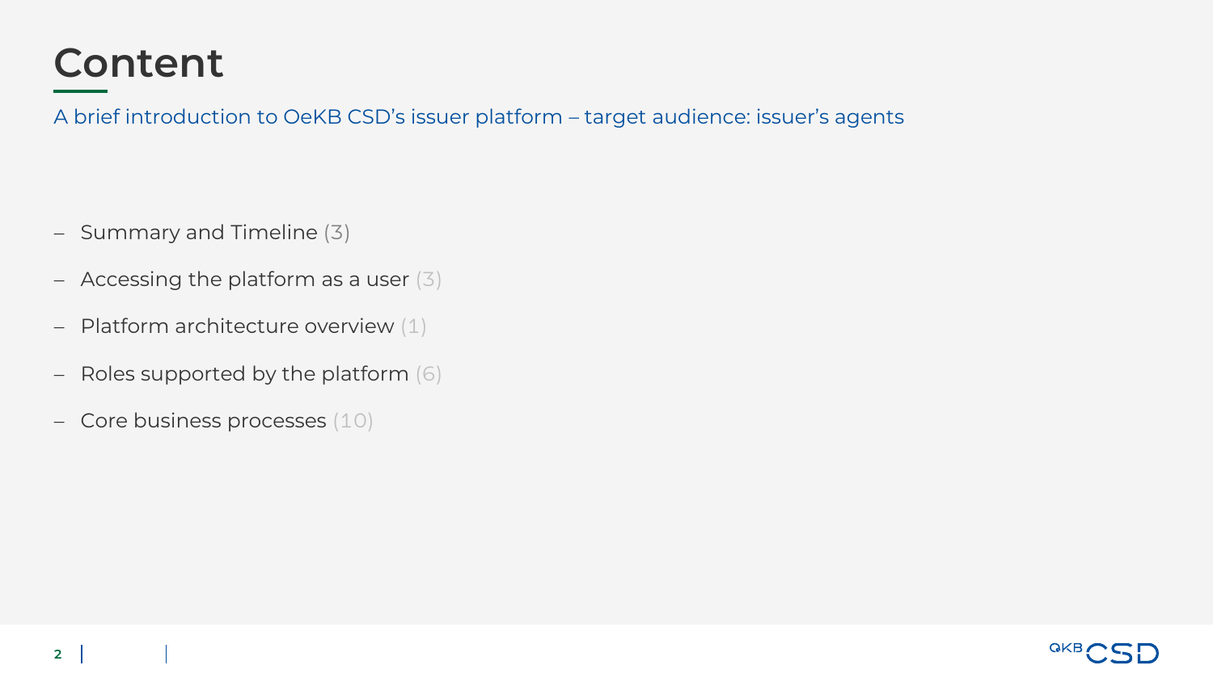# Content

A brief introduction to OeKB CSD's issuer platform – target audience: issuer's agents

- Summary and Timeline (3)
- Accessing the platform as a user (3)
- Platform architecture overview (1)
- Roles supported by the platform (6)
- Core business processes (10)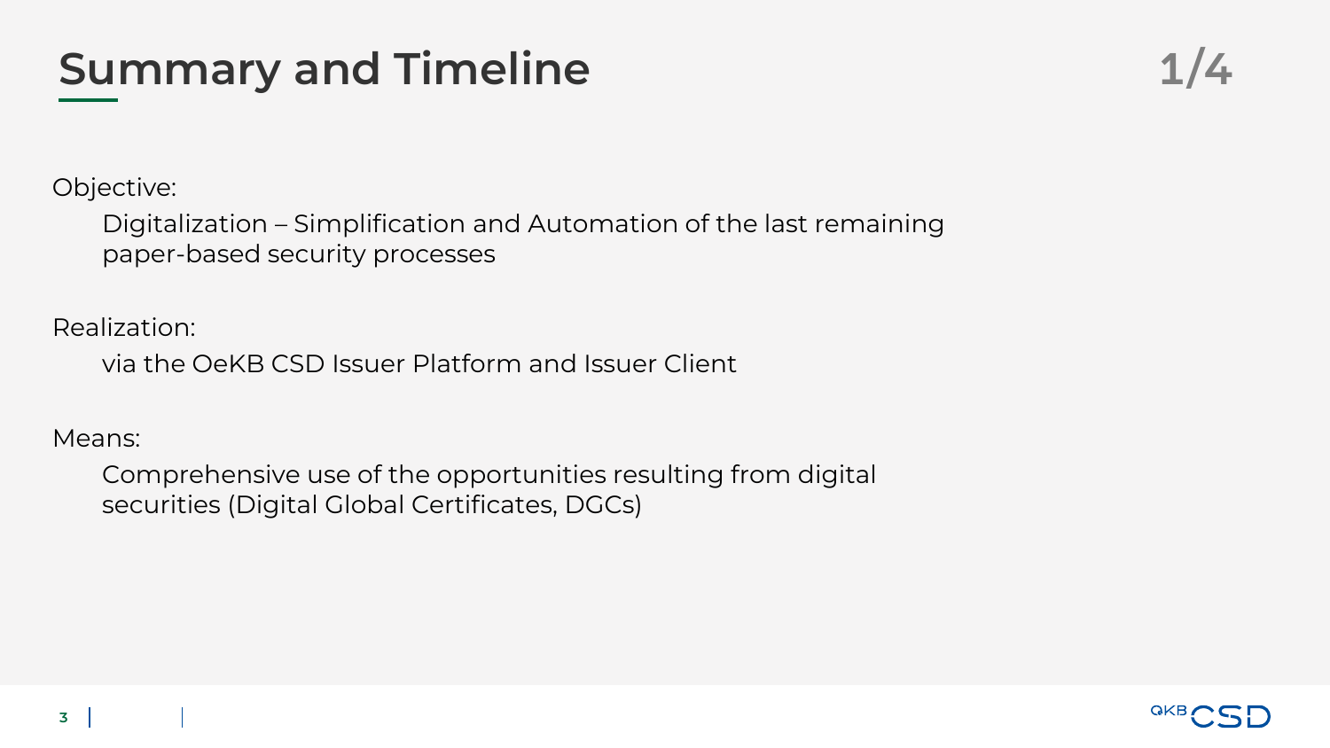# Summary and Timeline

Objective:

Digitalization – Simplification and Automation of the last remaining paper-based security processes

Realization:

via the OeKB CSD Issuer Platform and Issuer Client

Means:

Comprehensive use of the opportunities resulting from digital securities (Digital Global Certificates, DGCs)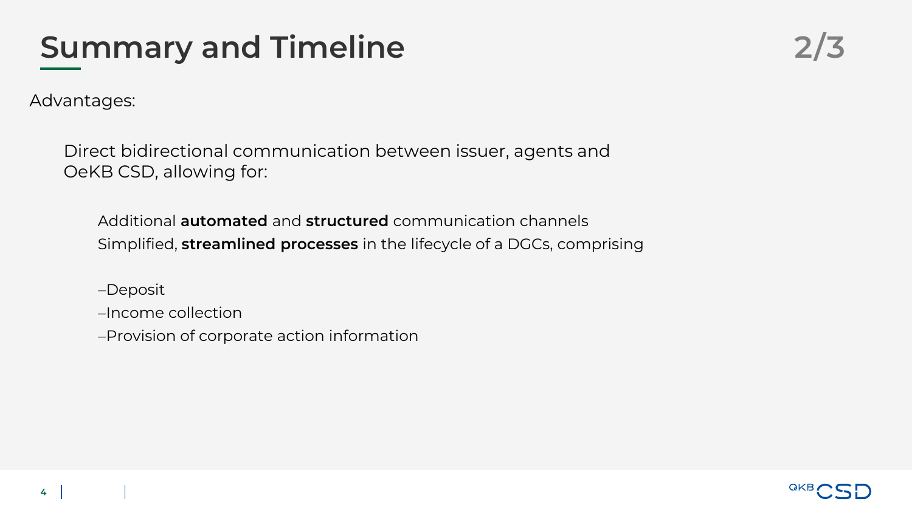# Summary and Timeline

2/3

Advantages:

Direct bidirectional communication between issuer, agents and OeKB CSD, allowing for:

Additional **automated** and **structured** communication channels
Simplified, **streamlined processes** in the lifecycle of a DGCs, comprising

- Deposit
- Income collection
- Provision of corporate action information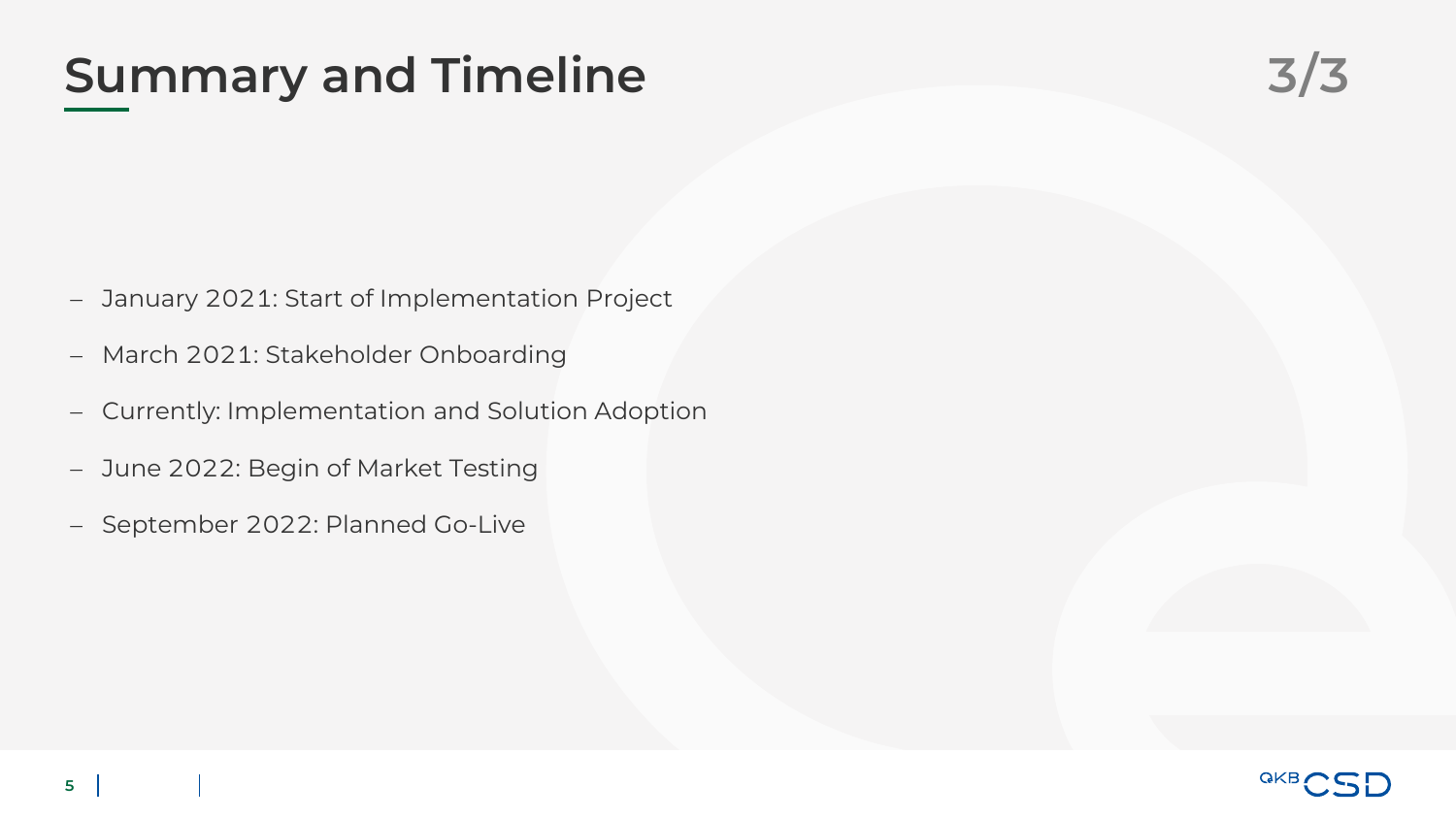# Summary and Timeline

3/3

- January 2021: Start of Implementation Project
- March 2021: Stakeholder Onboarding
- Currently: Implementation and Solution Adoption
- June 2022: Begin of Market Testing
- September 2022: Planned Go-Live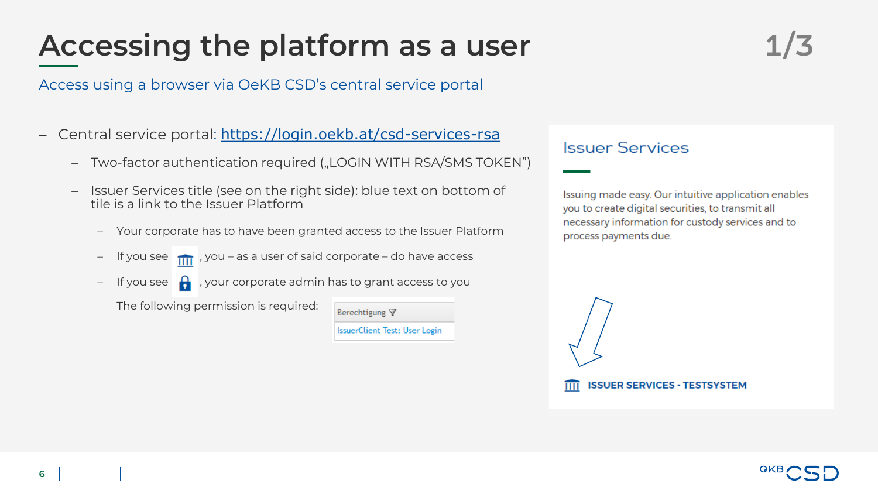# Accessing the platform as a user

1/3

Access using a browser via OeKB CSD's central service portal

- Central service portal: [https://login.oekb.at/csd-services-rsa](https://login.oekb.at/csd-services-rsa)
  - Two-factor authentication required („LOGIN WITH RSA/SMS TOKEN")
  - Issuer Services title (see on the right side): blue text on bottom of tile is a link to the Issuer Platform
    - Your corporate has to have been granted access to the Issuer Platform
    - If you see 🏛, you – as a user of said corporate – do have access
    - If you see 🔒, your corporate admin has to grant access to you

    The following permission is required:

| Berechtigung |
| --- |
| IssuerClient Test: User Login |

## Issuer Services

Issuing made easy. Our intuitive application enables you to create digital securities, to transmit all necessary information for custody services and to process payments due.

🏛 ISSUER SERVICES - TESTSYSTEM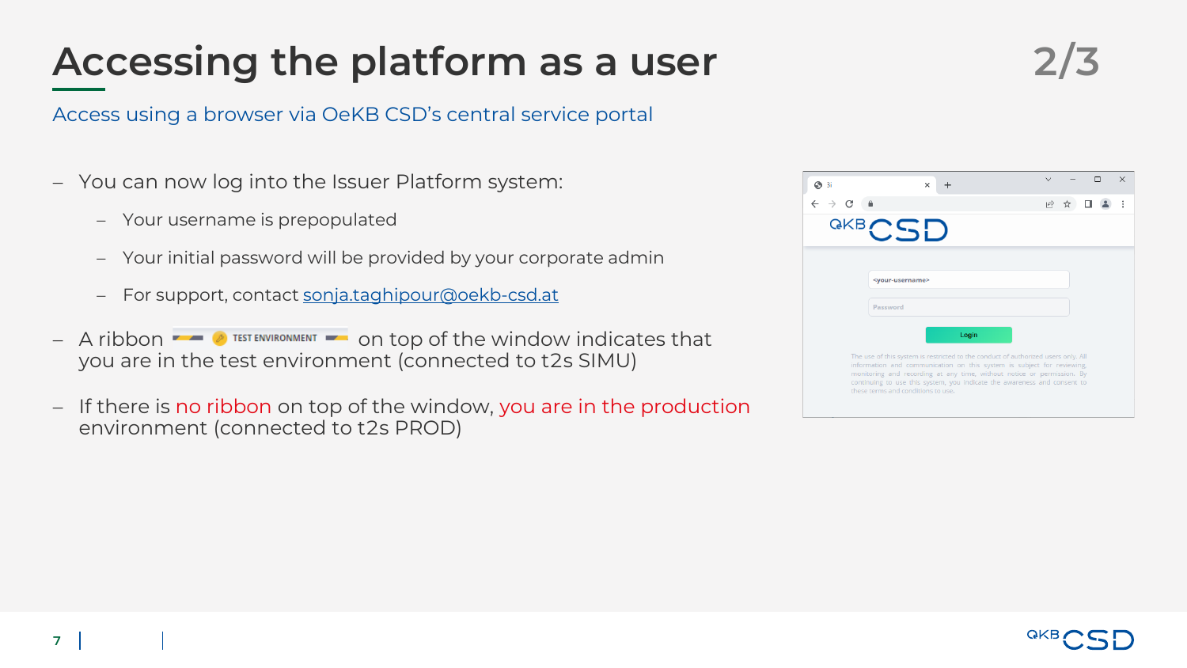# Accessing the platform as a user

2/3

Access using a browser via OeKB CSD's central service portal

- You can now log into the Issuer Platform system:
  - Your username is prepopulated
  - Your initial password will be provided by your corporate admin
  - For support, contact sonja.taghipour@oekb-csd.at
- A ribbon TEST ENVIRONMENT on top of the window indicates that you are in the test environment (connected to t2s SIMU)
- If there is no ribbon on top of the window, you are in the production environment (connected to t2s PROD)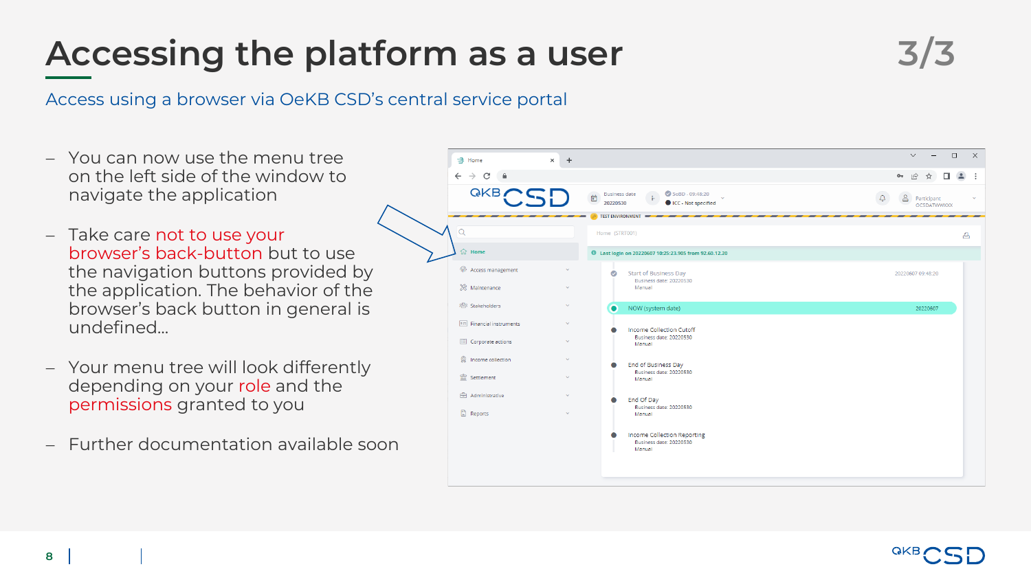# Accessing the platform as a user

3/3

Access using a browser via OeKB CSD's central service portal

- You can now use the menu tree on the left side of the window to navigate the application
- Take care not to use your browser's back-button but to use the navigation buttons provided by the application. The behavior of the browser's back button in general is undefined…
- Your menu tree will look differently depending on your role and the permissions granted to you
- Further documentation available soon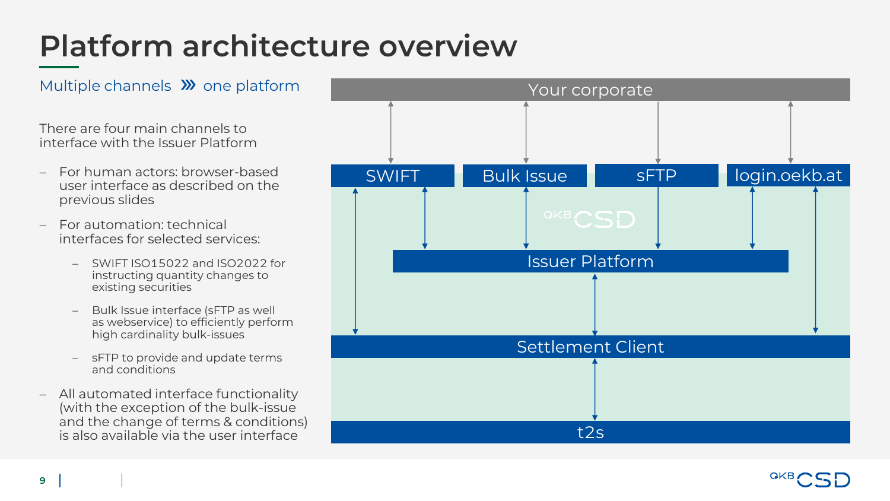# Platform architecture overview

Multiple channels ››› one platform

There are four main channels to interface with the Issuer Platform

- For human actors: browser-based user interface as described on the previous slides
- For automation: technical interfaces for selected services:
  - SWIFT ISO15022 and ISO2022 for instructing quantity changes to existing securities
  - Bulk Issue interface (sFTP as well as webservice) to efficiently perform high cardinality bulk-issues
  - sFTP to provide and update terms and conditions
- All automated interface functionality (with the exception of the bulk-issue and the change of terms & conditions) is also available via the user interface

Your corporate

SWIFT | Bulk Issue | sFTP | login.oekb.at

Issuer Platform

Settlement Client

t2s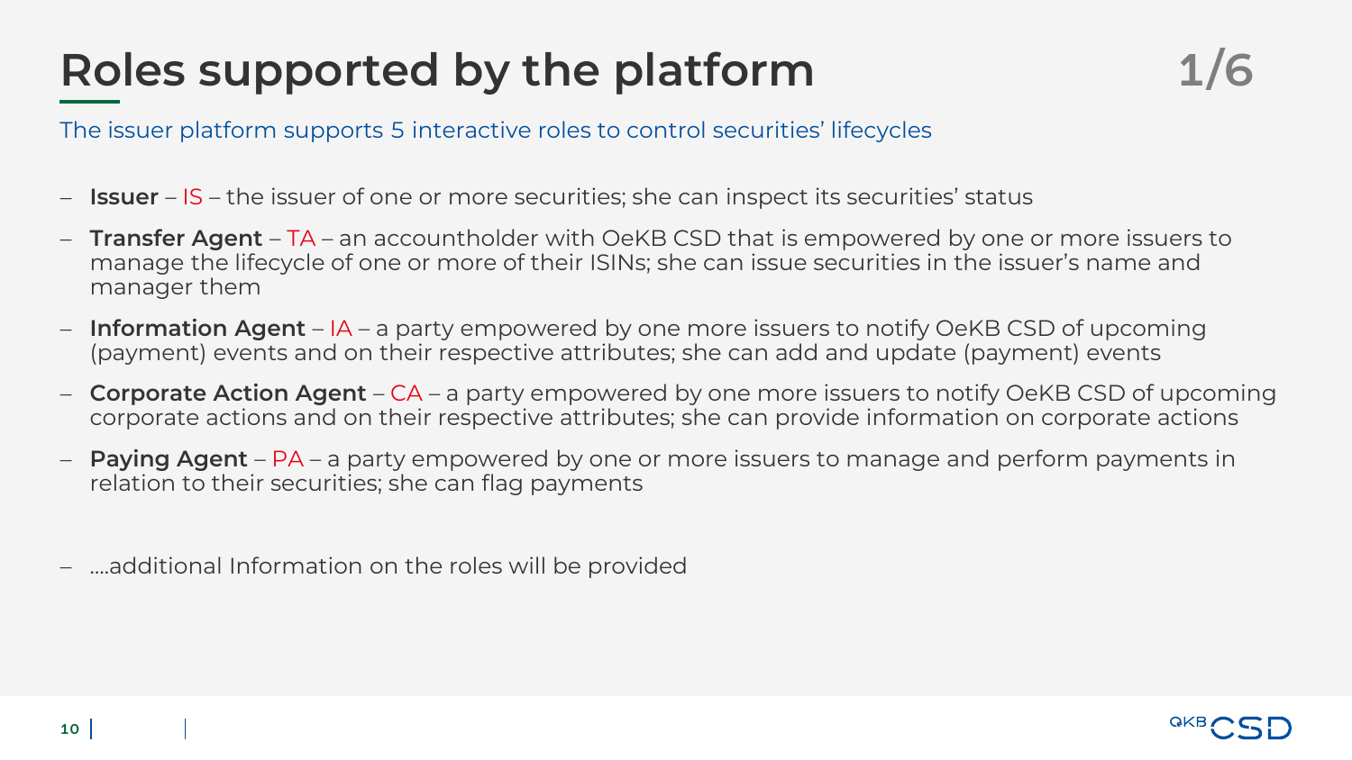# Roles supported by the platform 1/6

The issuer platform supports 5 interactive roles to control securities' lifecycles

- **Issuer** – IS – the issuer of one or more securities; she can inspect its securities' status
- **Transfer Agent** – TA – an accountholder with OeKB CSD that is empowered by one or more issuers to manage the lifecycle of one or more of their ISINs; she can issue securities in the issuer's name and manager them
- **Information Agent** – IA – a party empowered by one more issuers to notify OeKB CSD of upcoming (payment) events and on their respective attributes; she can add and update (payment) events
- **Corporate Action Agent** – CA – a party empowered by one more issuers to notify OeKB CSD of upcoming corporate actions and on their respective attributes; she can provide information on corporate actions
- **Paying Agent** – PA – a party empowered by one or more issuers to manage and perform payments in relation to their securities; she can flag payments

- ....additional Information on the roles will be provided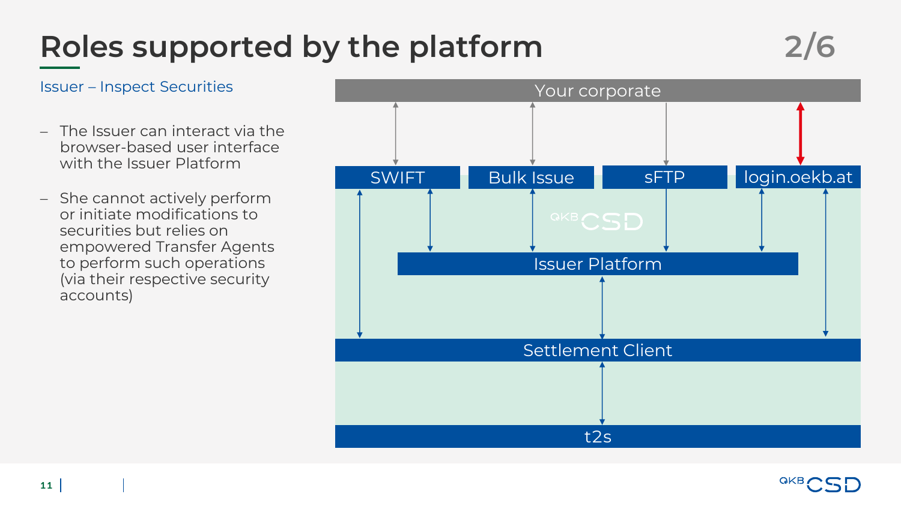# Roles supported by the platform

Issuer – Inspect Securities

- The Issuer can interact via the browser-based user interface with the Issuer Platform
- She cannot actively perform or initiate modifications to securities but relies on empowered Transfer Agents to perform such operations (via their respective security accounts)

Your corporate

SWIFT | Bulk Issue | sFTP | login.oekb.at

Issuer Platform

Settlement Client

t2s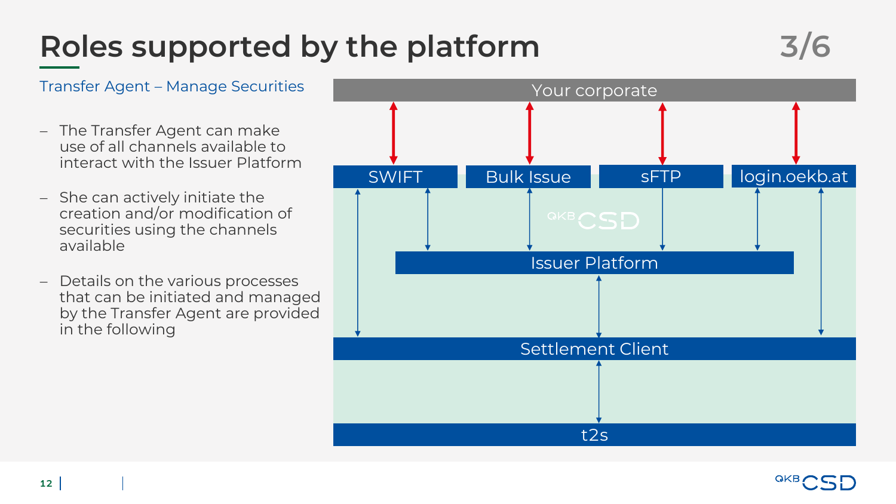# Roles supported by the platform

3/6

Transfer Agent – Manage Securities

- The Transfer Agent can make use of all channels available to interact with the Issuer Platform
- She can actively initiate the creation and/or modification of securities using the channels available
- Details on the various processes that can be initiated and managed by the Transfer Agent are provided in the following

Your corporate

SWIFT | Bulk Issue | sFTP | login.oekb.at

OeKB CSD

Issuer Platform

Settlement Client

t2s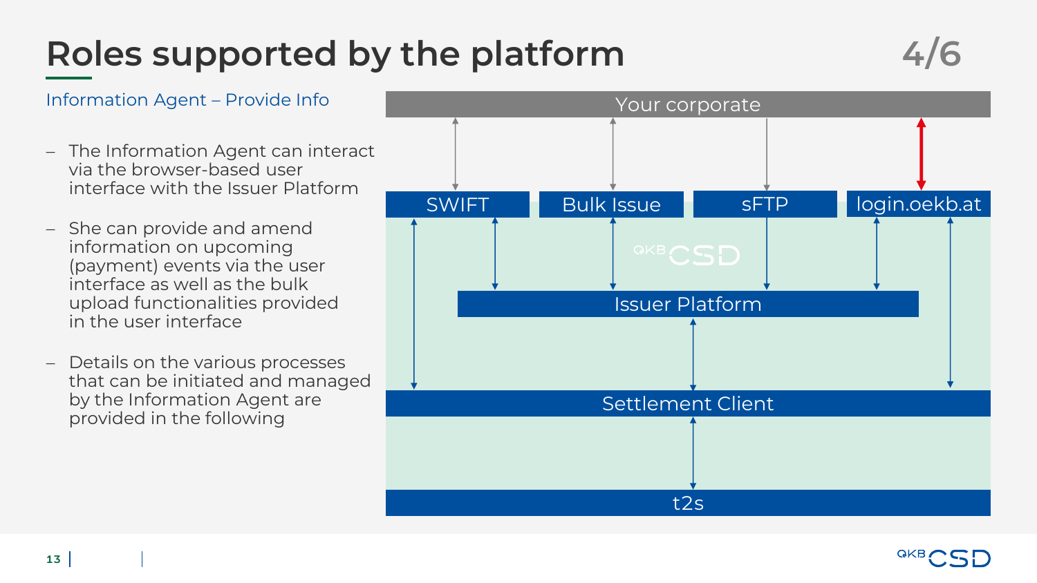# Roles supported by the platform

Information Agent – Provide Info

- The Information Agent can interact via the browser-based user interface with the Issuer Platform
- She can provide and amend information on upcoming (payment) events via the user interface as well as the bulk upload functionalities provided in the user interface
- Details on the various processes that can be initiated and managed by the Information Agent are provided in the following

Your corporate

SWIFT | Bulk Issue | sFTP | login.oekb.at

Issuer Platform

Settlement Client

t2s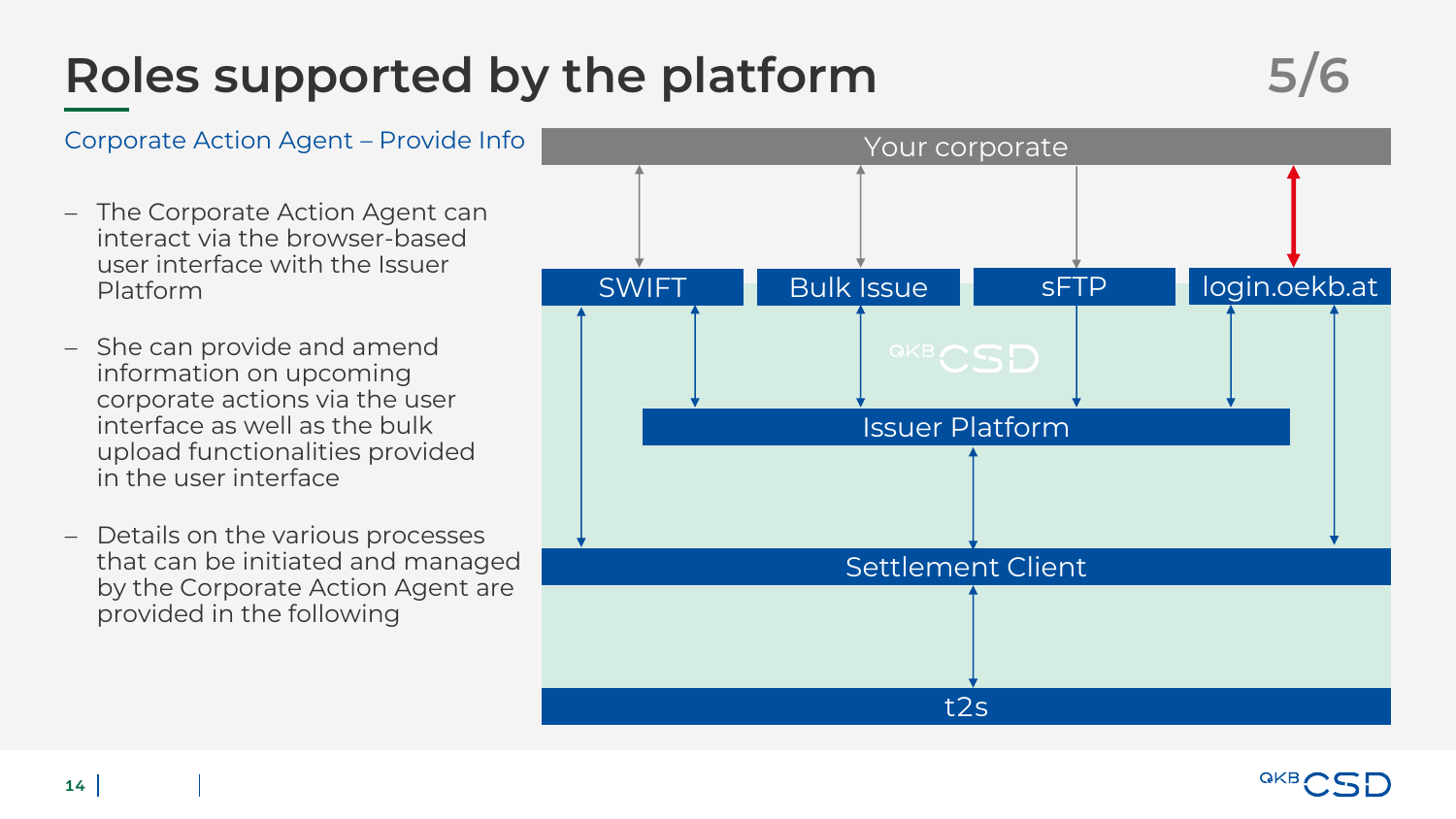# Roles supported by the platform

5/6

Corporate Action Agent – Provide Info

- The Corporate Action Agent can interact via the browser-based user interface with the Issuer Platform
- She can provide and amend information on upcoming corporate actions via the user interface as well as the bulk upload functionalities provided in the user interface
- Details on the various processes that can be initiated and managed by the Corporate Action Agent are provided in the following

Your corporate

SWIFT | Bulk Issue | sFTP | login.oekb.at

Issuer Platform

Settlement Client

t2s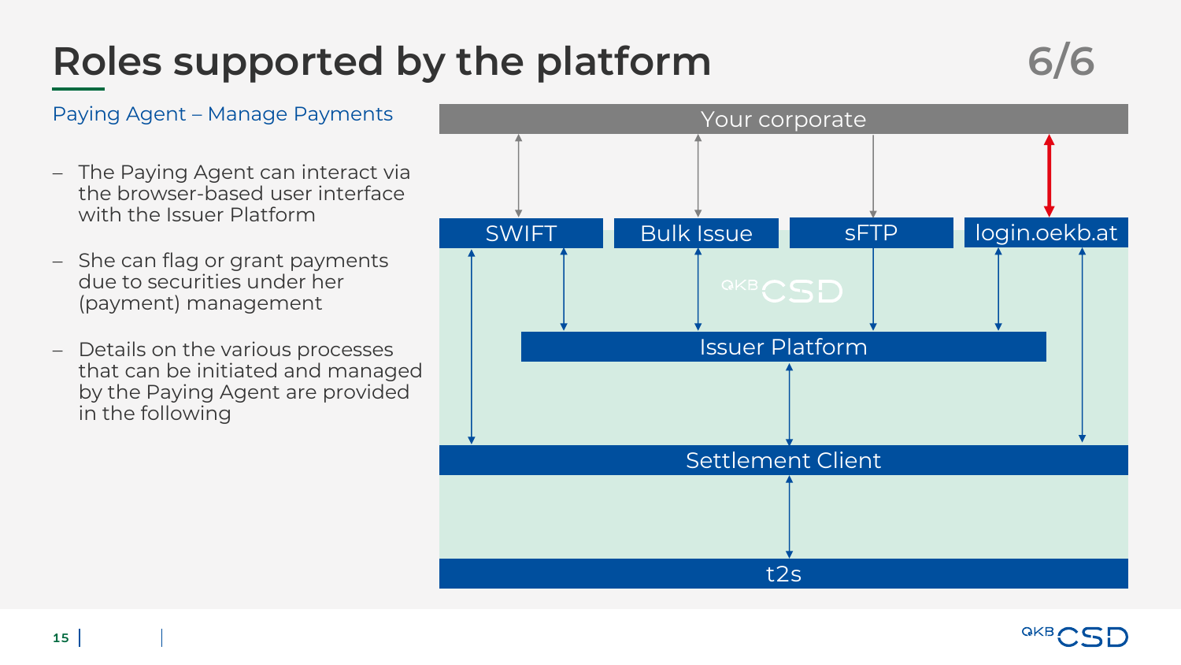# Roles supported by the platform

6/6

Paying Agent – Manage Payments

- The Paying Agent can interact via the browser-based user interface with the Issuer Platform
- She can flag or grant payments due to securities under her (payment) management
- Details on the various processes that can be initiated and managed by the Paying Agent are provided in the following

Your corporate

SWIFT | Bulk Issue | sFTP | login.oekb.at

OeKB CSD

Issuer Platform

Settlement Client

t2s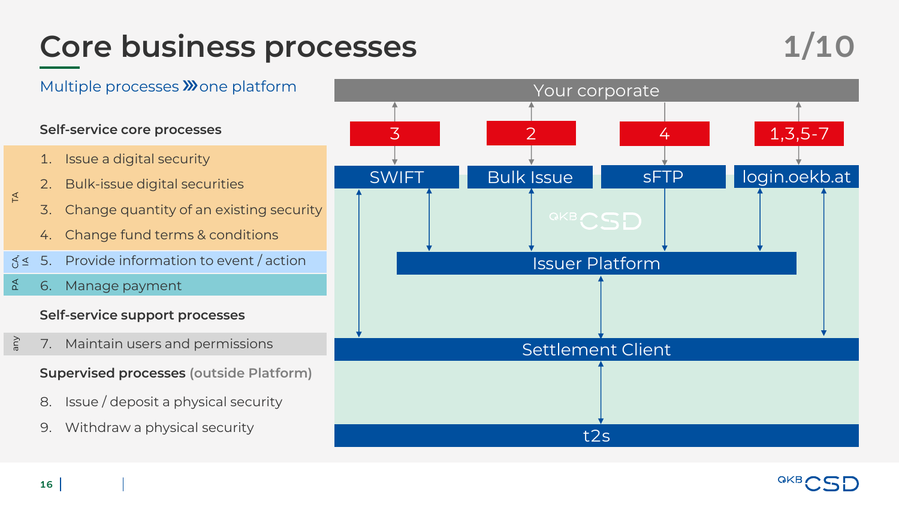# Core business processes

Multiple processes ⋙ one platform

**Self-service core processes**

TA
1. Issue a digital security
2. Bulk-issue digital securities
3. Change quantity of an existing security
4. Change fund terms & conditions

CA / IA
5. Provide information to event / action

PA
6. Manage payment

**Self-service support processes**

any
7. Maintain users and permissions

**Supervised processes** (outside Platform)

8. Issue / deposit a physical security
9. Withdraw a physical security

Your corporate

| 3 | 2 | 4 | 1,3,5-7 |
|---|---|---|---|
| SWIFT | Bulk Issue | sFTP | login.oekb.at |

OeKB CSD

Issuer Platform

Settlement Client

t2s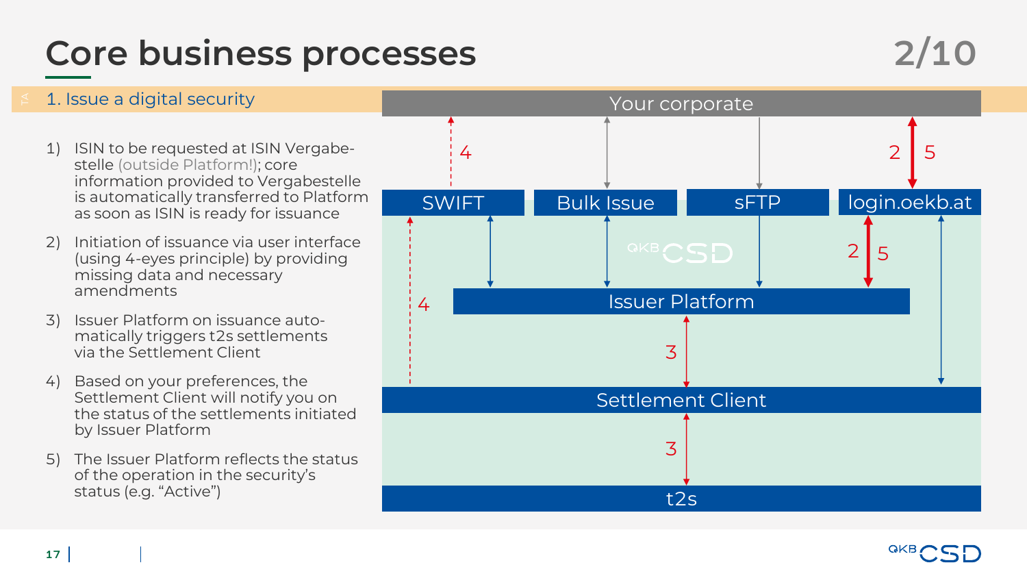# Core business processes

## 1. Issue a digital security

1) ISIN to be requested at ISIN Vergabe-stelle (outside Platform!); core information provided to Vergabestelle is automatically transferred to Platform as soon as ISIN is ready for issuance

2) Initiation of issuance via user interface (using 4-eyes principle) by providing missing data and necessary amendments

3) Issuer Platform on issuance automatically triggers t2s settlements via the Settlement Client

4) Based on your preferences, the Settlement Client will notify you on the status of the settlements initiated by Issuer Platform

5) The Issuer Platform reflects the status of the operation in the security's status (e.g. "Active")

Your corporate

SWIFT | Bulk Issue | sFTP | login.oekb.at

Issuer Platform

Settlement Client

t2s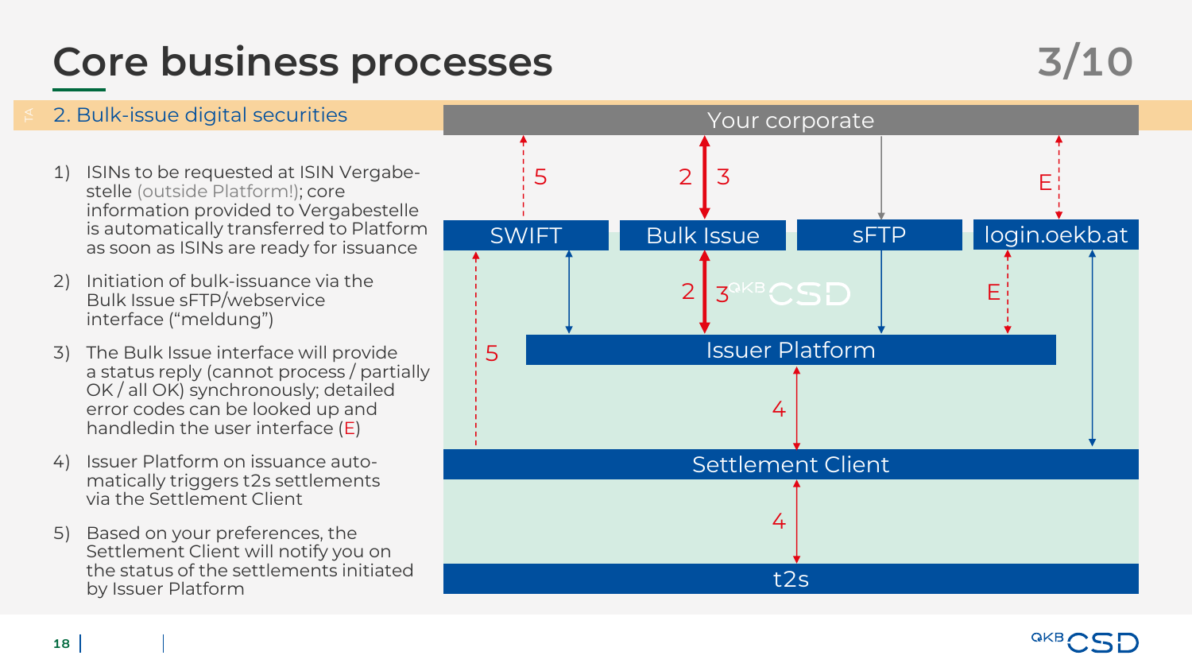# Core business processes

## 2. Bulk-issue digital securities

1) ISINs to be requested at ISIN Vergabestelle (outside Platform!); core information provided to Vergabestelle is automatically transferred to Platform as soon as ISINs are ready for issuance
2) Initiation of bulk-issuance via the Bulk Issue sFTP/webservice interface ("meldung")
3) The Bulk Issue interface will provide a status reply (cannot process / partially OK / all OK) synchronously; detailed error codes can be looked up and handledin the user interface (E)
4) Issuer Platform on issuance automatically triggers t2s settlements via the Settlement Client
5) Based on your preferences, the Settlement Client will notify you on the status of the settlements initiated by Issuer Platform

Your corporate

SWIFT | Bulk Issue | sFTP | login.oekb.at

Issuer Platform

Settlement Client

t2s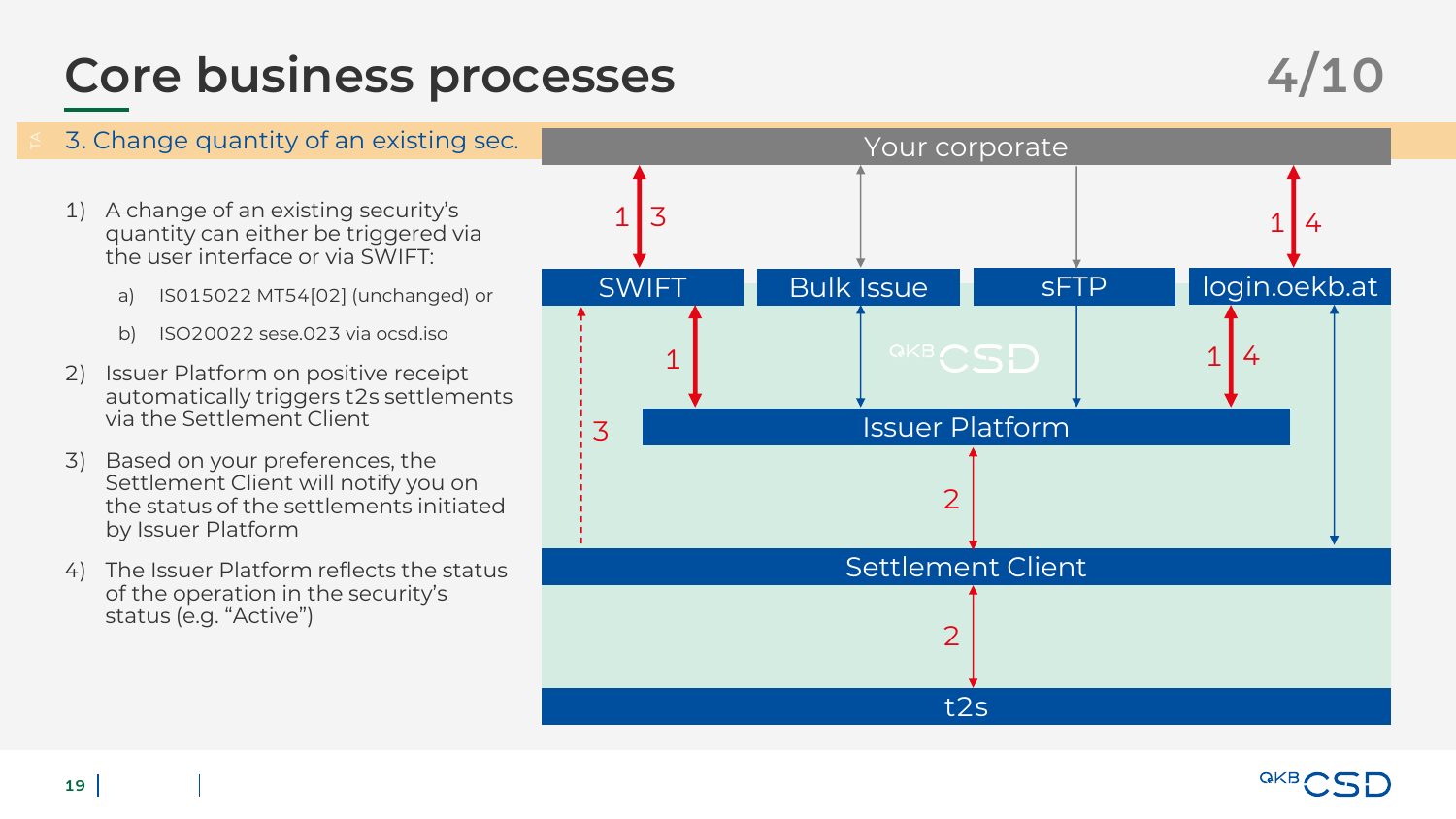# Core business processes

### 3. Change quantity of an existing sec.

1) A change of an existing security's quantity can either be triggered via the user interface or via SWIFT:
   a) ISO15022 MT54[02] (unchanged) or
   b) ISO20022 sese.023 via ocsd.iso
2) Issuer Platform on positive receipt automatically triggers t2s settlements via the Settlement Client
3) Based on your preferences, the Settlement Client will notify you on the status of the settlements initiated by Issuer Platform
4) The Issuer Platform reflects the status of the operation in the security's status (e.g. "Active")

Your corporate

SWIFT | Bulk Issue | sFTP | login.oekb.at

Issuer Platform

Settlement Client

t2s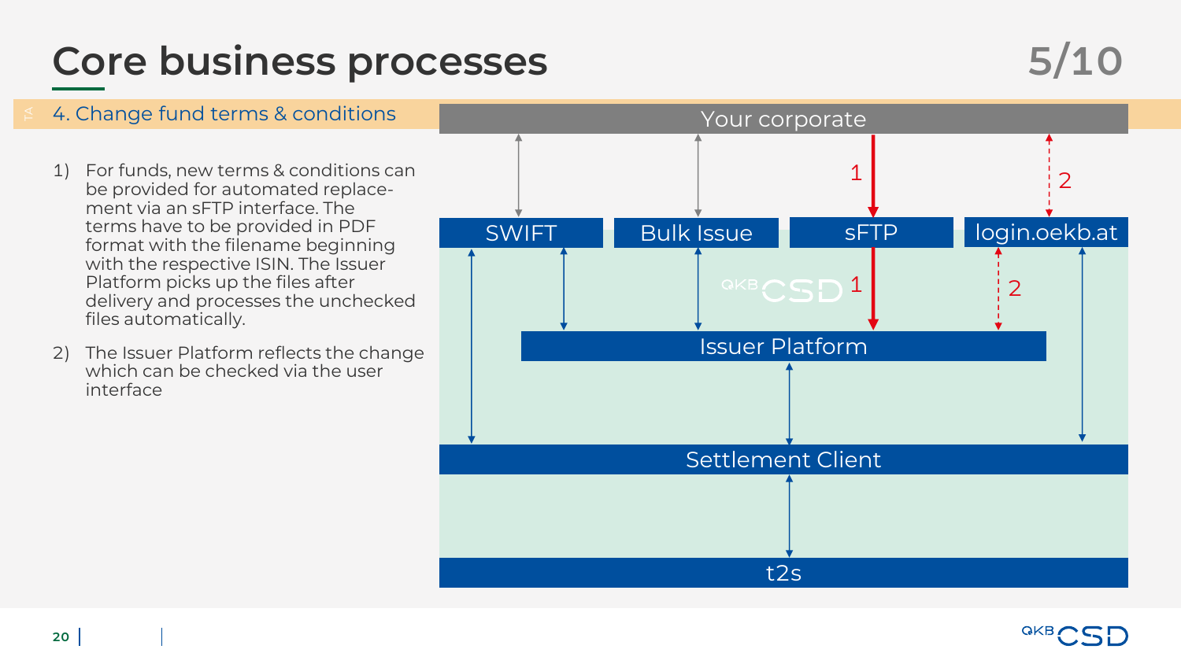# Core business processes

## 4. Change fund terms & conditions

1) For funds, new terms & conditions can be provided for automated replace-ment via an sFTP interface. The terms have to be provided in PDF format with the filename beginning with the respective ISIN. The Issuer Platform picks up the files after delivery and processes the unchecked files automatically.

2) The Issuer Platform reflects the change which can be checked via the user interface

Your corporate

SWIFT | Bulk Issue | sFTP | login.oekb.at

Issuer Platform

Settlement Client

t2s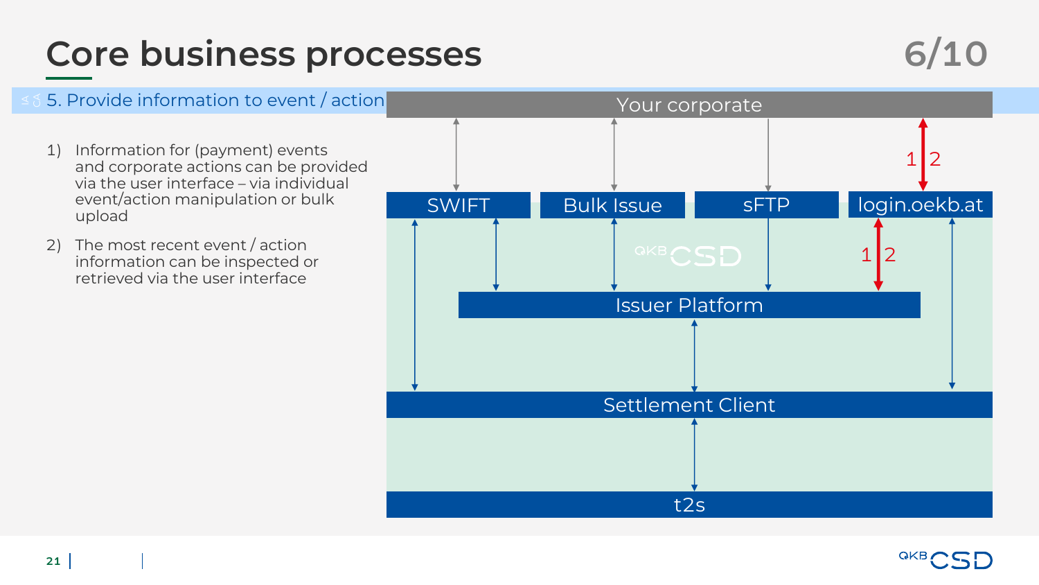# Core business processes

## 5. Provide information to event / action

1) Information for (payment) events and corporate actions can be provided via the user interface – via individual event/action manipulation or bulk upload
2) The most recent event / action information can be inspected or retrieved via the user interface

Your corporate

SWIFT | Bulk Issue | sFTP | login.oekb.at

Issuer Platform

Settlement Client

t2s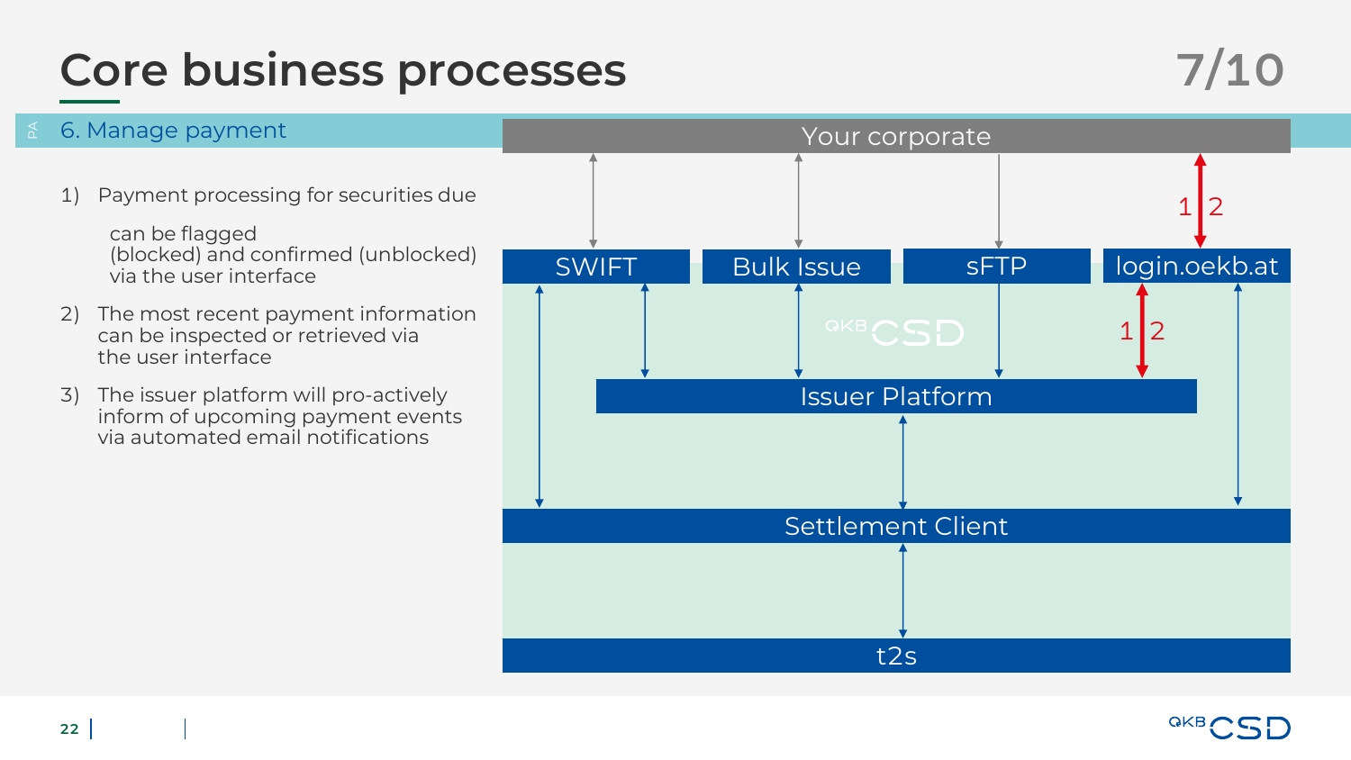# Core business processes

## 6. Manage payment

1) Payment processing for securities due can be flagged (blocked) and confirmed (unblocked) via the user interface
2) The most recent payment information can be inspected or retrieved via the user interface
3) The issuer platform will pro-actively inform of upcoming payment events via automated email notifications

Your corporate

SWIFT | Bulk Issue | sFTP | login.oekb.at

1 2

Issuer Platform

Settlement Client

t2s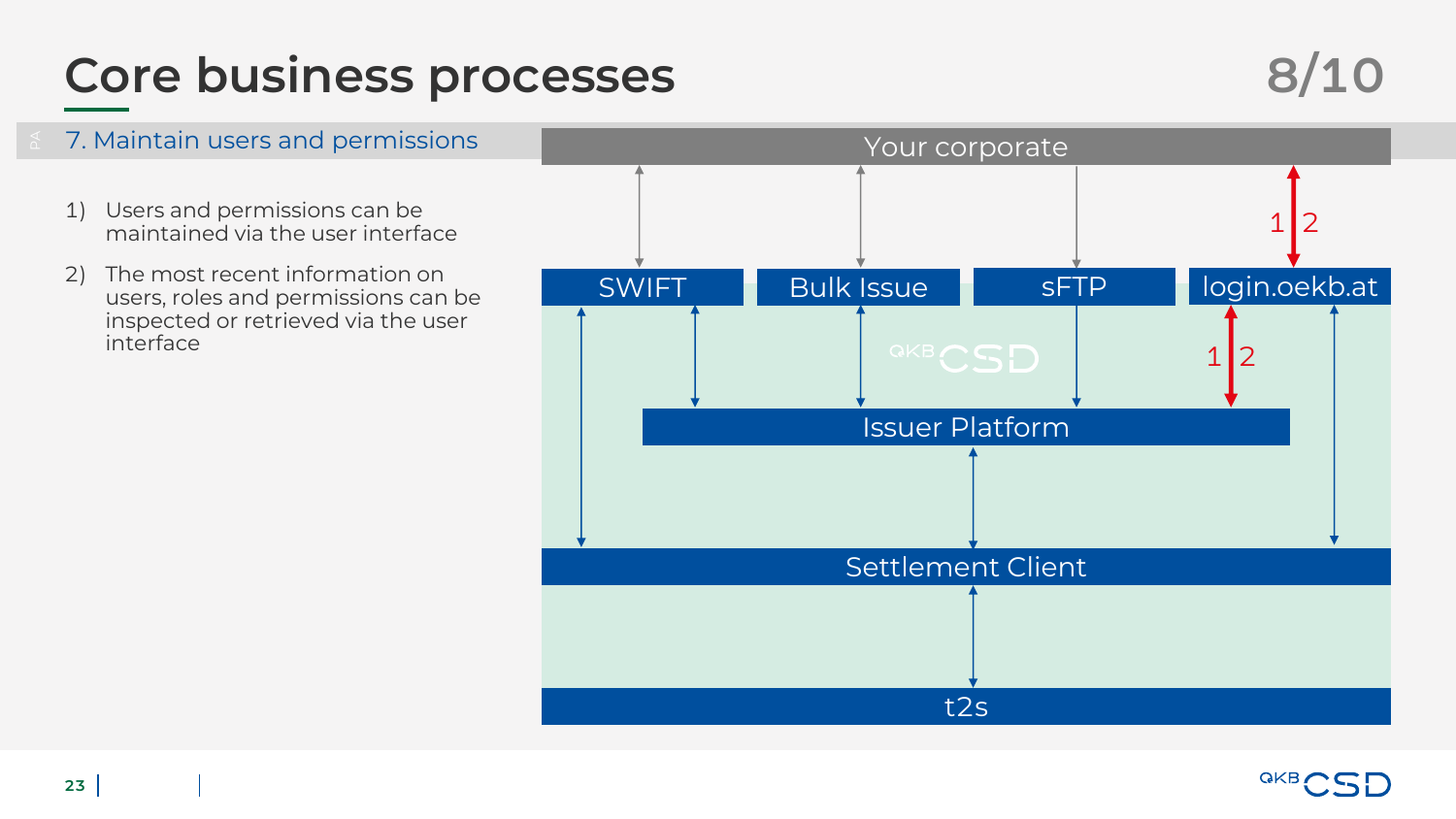# Core business processes

## 7. Maintain users and permissions

1) Users and permissions can be maintained via the user interface
2) The most recent information on users, roles and permissions can be inspected or retrieved via the user interface

Your corporate

SWIFT | Bulk Issue | sFTP | login.oekb.at

1 2

Issuer Platform

Settlement Client

t2s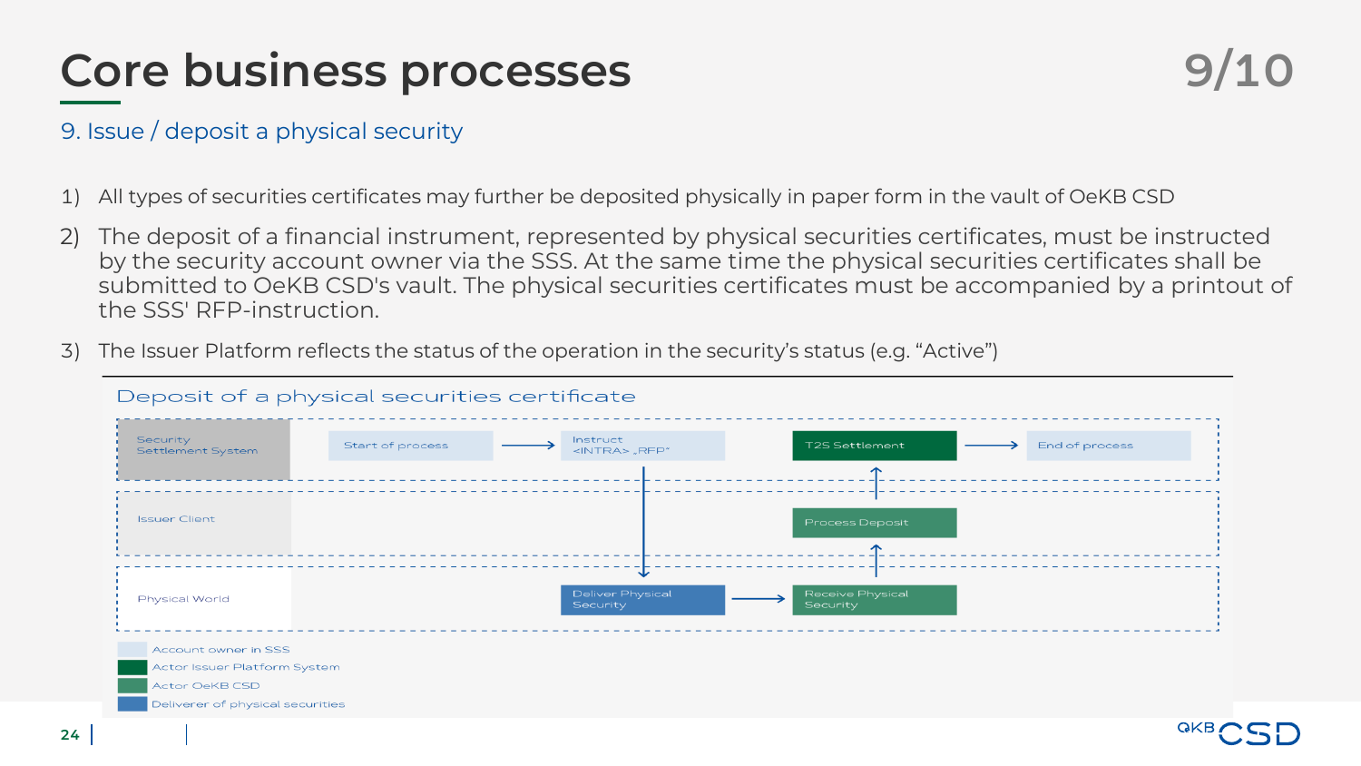# Core business processes

## 9. Issue / deposit a physical security

1) All types of securities certificates may further be deposited physically in paper form in the vault of OeKB CSD
2) The deposit of a financial instrument, represented by physical securities certificates, must be instructed by the security account owner via the SSS. At the same time the physical securities certificates shall be submitted to OeKB CSD's vault. The physical securities certificates must be accompanied by a printout of the SSS' RFP-instruction.
3) The Issuer Platform reflects the status of the operation in the security's status (e.g. "Active")

### Deposit of a physical securities certificate

**Security Settlement System:** Start of process → Instruct <INTRA> „RFP" … T2S Settlement → End of process

**Issuer Client:** Process Deposit → T2S Settlement

**Physical World:** Instruct <INTRA> „RFP" → Deliver Physical Security → Receive Physical Security → Process Deposit

Legend:
- Account owner in SSS
- Actor Issuer Platform System
- Actor OeKB CSD
- Deliverer of physical securities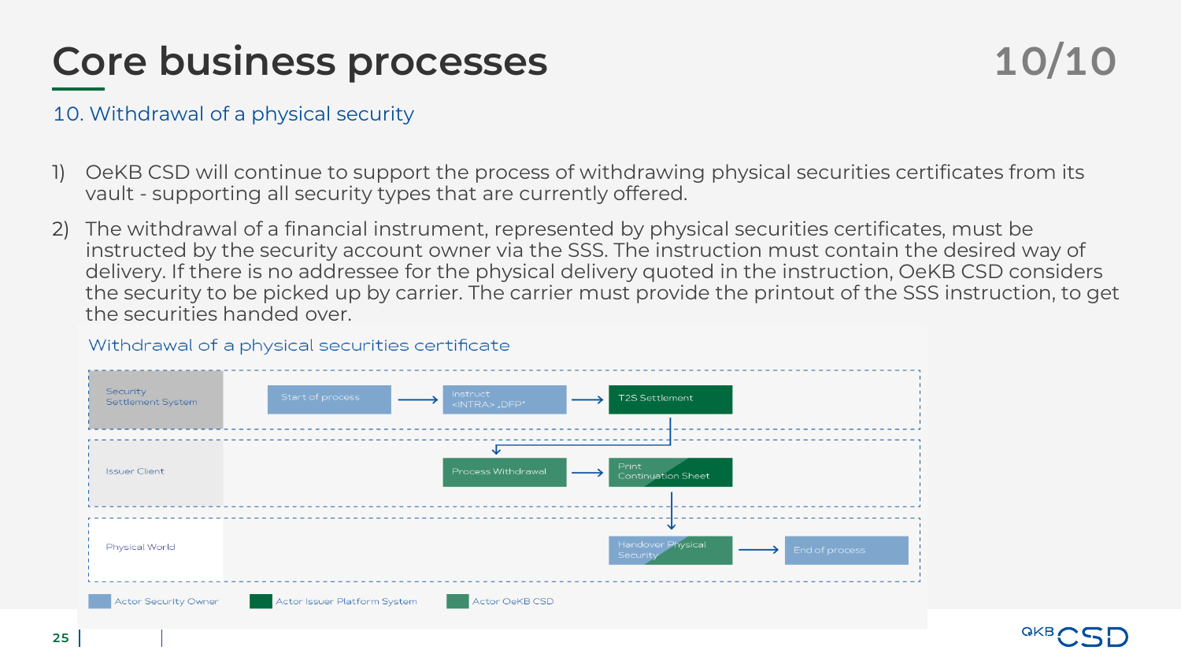# Core business processes

10/10

## 10. Withdrawal of a physical security

1) OeKB CSD will continue to support the process of withdrawing physical securities certificates from its vault - supporting all security types that are currently offered.

2) The withdrawal of a financial instrument, represented by physical securities certificates, must be instructed by the security account owner via the SSS. The instruction must contain the desired way of delivery. If there is no addressee for the physical delivery quoted in the instruction, OeKB CSD considers the security to be picked up by carrier. The carrier must provide the printout of the SSS instruction, to get the securities handed over.

Withdrawal of a physical securities certificate

Security Settlement System

Start of process

Instruct <INTRA> „DFP“

T2S Settlement

Issuer Client

Process Withdrawal

Print Continuation Sheet

Physical World

Handover Physical Security

End of process

Actor Security Owner

Actor Issuer Platform System

Actor OeKB CSD